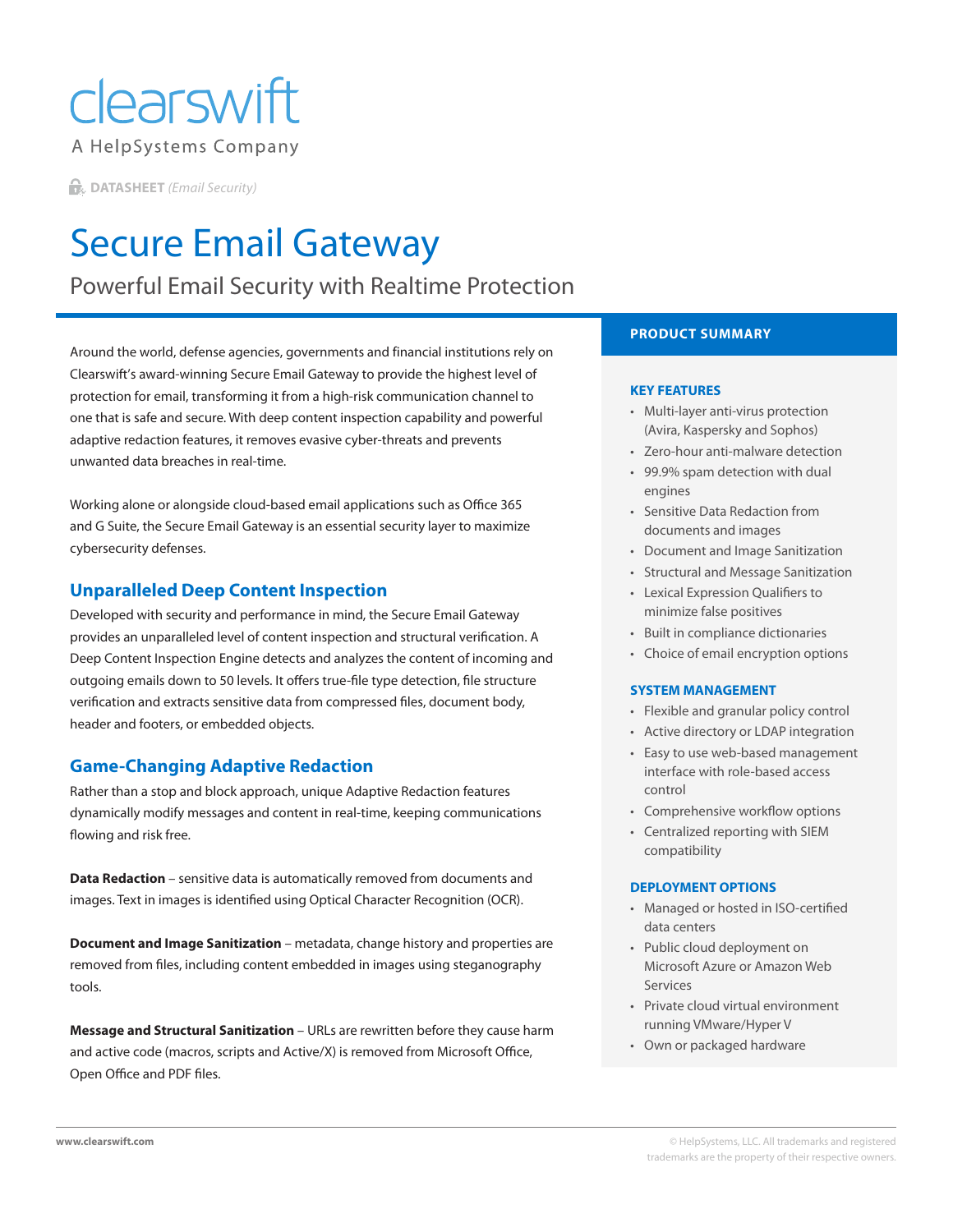clearswift

A HelpSystems Company

**DATASHEET** *(Email Security)*

# Secure Email Gateway

## Powerful Email Security with Realtime Protection

Around the world, defense agencies, governments and financial institutions rely on Clearswift's award-winning Secure Email Gateway to provide the highest level of protection for email, transforming it from a high-risk communication channel to one that is safe and secure. With deep content inspection capability and powerful adaptive redaction features, it removes evasive cyber-threats and prevents unwanted data breaches in real-time.

Working alone or alongside cloud-based email applications such as Office 365 and G Suite, the Secure Email Gateway is an essential security layer to maximize cybersecurity defenses.

### Unparalleled Deep Content Inspection

Developed with security and performance in mind, the Secure Email Gateway provides an unparalleled level of content inspection and structural verification. A Deep Content Inspection Engine detects and analyzes the content of incoming and outgoing emails down to 50 levels. It offers true-file type detection, file structure verification and extracts sensitive data from compressed files, document body, header and footers, or embedded objects.

### Game-Changing Adaptive Redaction

Rather than a stop and block approach, unique Adaptive Redaction features dynamically modify messages and content in real-time, keeping communications flowing and risk free.

**Data Redaction** – sensitive data is automatically removed from documents and images. Text in images is identified using Optical Character Recognition (OCR).

**Document and Image Sanitization** – metadata, change history and properties are removed from files, including content embedded in images using steganography tools.

**Message and Structural Sanitization** – URLs are rewritten before they cause harm and active code (macros, scripts and Active/X) is removed from Microsoft Office, Open Office and PDF files.

### PRODUCT SUMMARY

#### KEY FEATURES

- Multi-layer anti-virus protection (Avira, Kaspersky and Sophos)
- Zero-hour anti-malware detection
- 99.9% spam detection with dual engines
- Sensitive Data Redaction from documents and images
- Document and Image Sanitization
- Structural and Message Sanitization
- Lexical Expression Qualifiers to minimize false positives
- Built in compliance dictionaries
- Choice of email encryption options

#### SYSTEM MANAGEMENT

- Flexible and granular policy control
- Active directory or LDAP integration
- Easy to use web-based management interface with role-based access control
- Comprehensive workflow options
- Centralized reporting with SIEM compatibility

#### DEPLOYMENT OPTIONS

- Managed or hosted in ISO-certified data centers
- Public cloud deployment on Microsoft Azure or Amazon Web Services
- Private cloud virtual environment running VMware/Hyper V
- Own or packaged hardware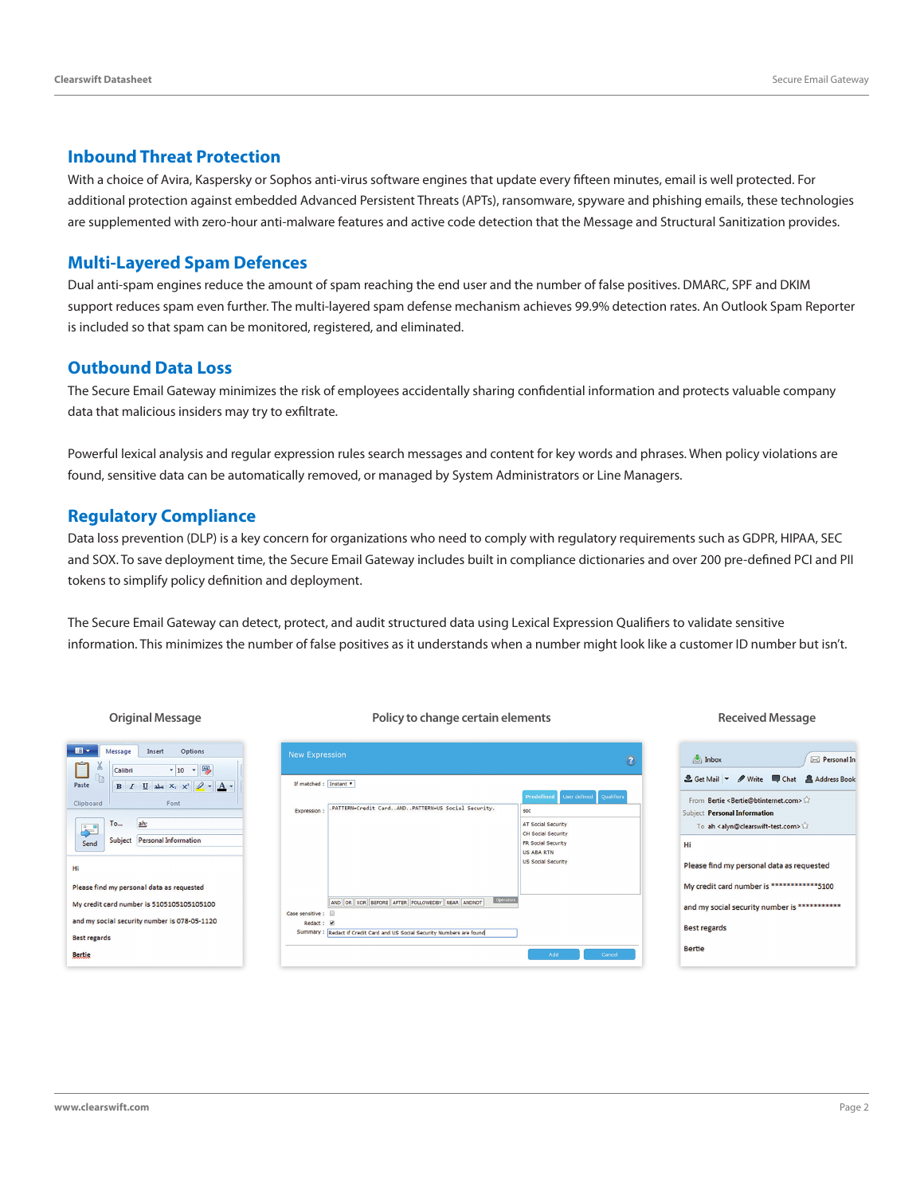## Inbound Threat Protection

With a choice of Avira, Kaspersky or Sophos anti-virus software engines that update every fifteen minutes, email is well protected. For additional protection against embedded Advanced Persistent Threats (APTs), ransomware, spyware and phishing emails, these technologies are supplemented with zero-hour anti-malware features and active code detection that the Message and Structural Sanitization provides.

## Multi-Layered Spam Defences

Dual anti-spam engines reduce the amount of spam reaching the end user and the number of false positives. DMARC, SPF and DKIM support reduces spam even further. The multi-layered spam defense mechanism achieves 99.9% detection rates. An Outlook Spam Reporter is included so that spam can be monitored, registered, and eliminated.

## Outbound Data Loss

The Secure Email Gateway minimizes the risk of employees accidentally sharing confidential information and protects valuable company data that malicious insiders may try to exfiltrate.

Powerful lexical analysis and regular expression rules search messages and content for key words and phrases. When policy violations are found, sensitive data can be automatically removed, or managed by System Administrators or Line Managers.

## Regulatory Compliance

Data loss prevention (DLP) is a key concern for organizations who need to comply with regulatory requirements such as GDPR, HIPAA, SEC and SOX. To save deployment time, the Secure Email Gateway includes built in compliance dictionaries and over 200 pre-defined PCI and PII tokens to simplify policy definition and deployment.

The Secure Email Gateway can detect, protect, and audit structured data using Lexical Expression Qualifiers to validate sensitive information. This minimizes the number of false positives as it understands when a number might look like a customer ID number but isn't.

Original Message

Policy to change certain elements

Received Message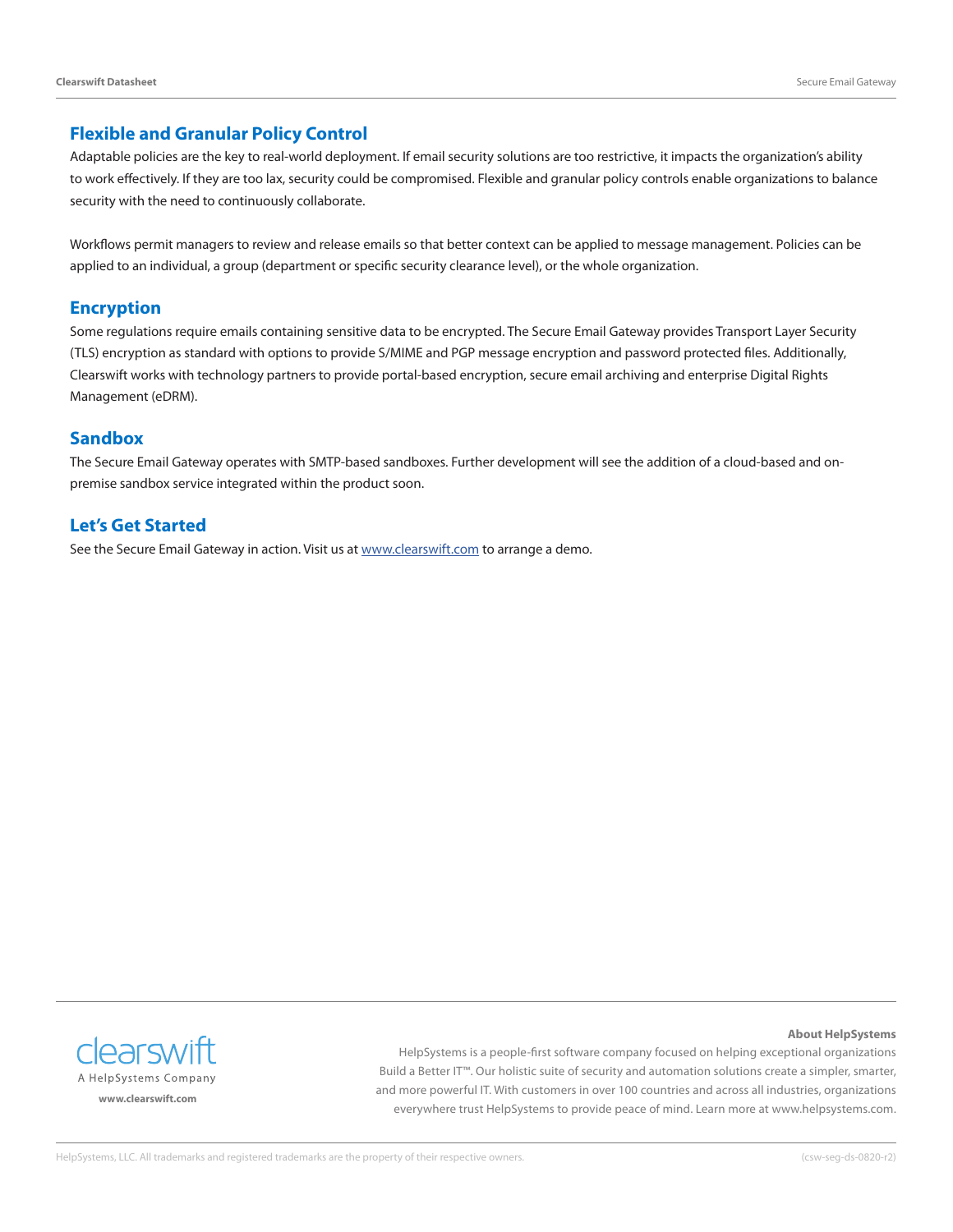## Flexible and Granular Policy Control

Adaptable policies are the key to real-world deployment. If email security solutions are too restrictive, it impacts the organization's ability to work effectively. If they are too lax, security could be compromised. Flexible and granular policy controls enable organizations to balance security with the need to continuously collaborate.

Workflows permit managers to review and release emails so that better context can be applied to message management. Policies can be applied to an individual, a group (department or specific security clearance level), or the whole organization.

## Encryption

Some regulations require emails containing sensitive data to be encrypted. The Secure Email Gateway provides Transport Layer Security (TLS) encryption as standard with options to provide S/MIME and PGP message encryption and password protected files. Additionally, Clearswift works with technology partners to provide portal-based encryption, secure email archiving and enterprise Digital Rights Management (eDRM).

## Sandbox

The Secure Email Gateway operates with SMTP-based sandboxes. Further development will see the addition of a cloud-based and on-premise sandbox service integrated within the product soon.

## Let's Get Started

See the Secure Email Gateway in action. Visit us at [www.clearswift.com](http://www.clearswift.com) to arrange a demo.

clearswift
A HelpSystems Company
**www.clearswift.com**

**About HelpSystems**

HelpSystems is a people-first software company focused on helping exceptional organizations Build a Better IT™. Our holistic suite of security and automation solutions create a simpler, smarter, and more powerful IT. With customers in over 100 countries and across all industries, organizations everywhere trust HelpSystems to provide peace of mind. Learn more at www.helpsystems.com.

HelpSystems, LLC. All trademarks and registered trademarks are the property of their respective owners.

(csw-seg-ds-0820-r2)